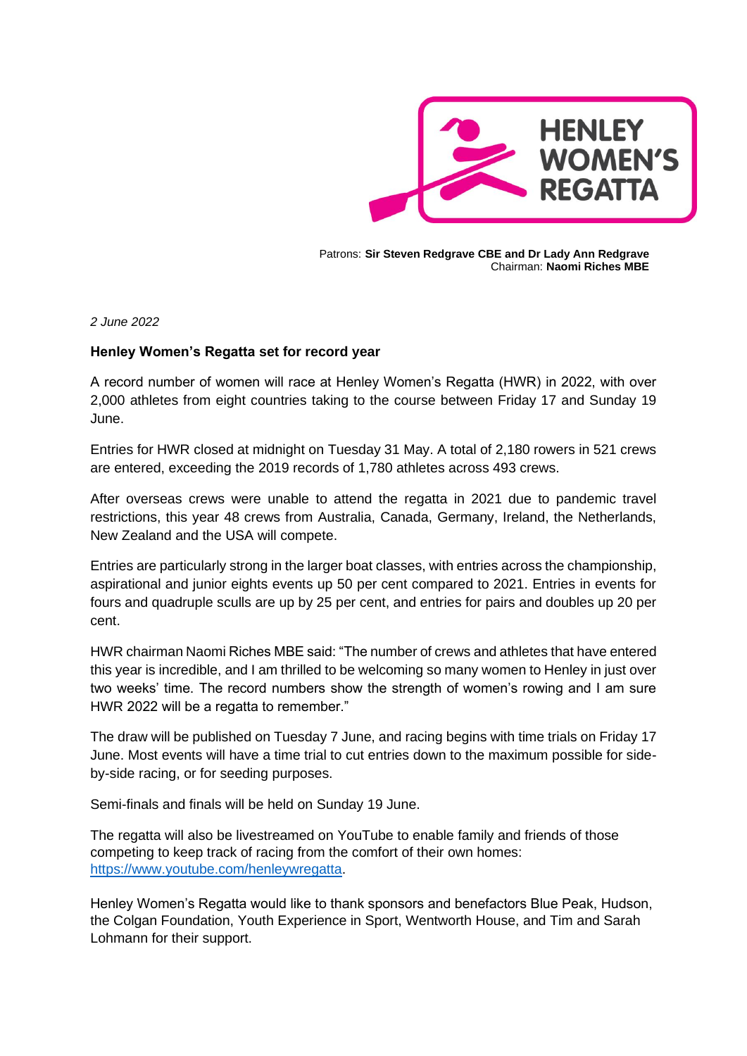HENLEY WOMEN'S REGATTA

Patrons: **Sir Steven Redgrave CBE and Dr Lady Ann Redgrave**
Chairman: **Naomi Riches MBE**

*2 June 2022*

**Henley Women's Regatta set for record year**

A record number of women will race at Henley Women's Regatta (HWR) in 2022, with over 2,000 athletes from eight countries taking to the course between Friday 17 and Sunday 19 June.

Entries for HWR closed at midnight on Tuesday 31 May. A total of 2,180 rowers in 521 crews are entered, exceeding the 2019 records of 1,780 athletes across 493 crews.

After overseas crews were unable to attend the regatta in 2021 due to pandemic travel restrictions, this year 48 crews from Australia, Canada, Germany, Ireland, the Netherlands, New Zealand and the USA will compete.

Entries are particularly strong in the larger boat classes, with entries across the championship, aspirational and junior eights events up 50 per cent compared to 2021. Entries in events for fours and quadruple sculls are up by 25 per cent, and entries for pairs and doubles up 20 per cent.

HWR chairman Naomi Riches MBE said: "The number of crews and athletes that have entered this year is incredible, and I am thrilled to be welcoming so many women to Henley in just over two weeks' time. The record numbers show the strength of women's rowing and I am sure HWR 2022 will be a regatta to remember."

The draw will be published on Tuesday 7 June, and racing begins with time trials on Friday 17 June. Most events will have a time trial to cut entries down to the maximum possible for side-by-side racing, or for seeding purposes.

Semi-finals and finals will be held on Sunday 19 June.

The regatta will also be livestreamed on YouTube to enable family and friends of those competing to keep track of racing from the comfort of their own homes: [https://www.youtube.com/henleywregatta](https://www.youtube.com/henleywregatta).

Henley Women's Regatta would like to thank sponsors and benefactors Blue Peak, Hudson, the Colgan Foundation, Youth Experience in Sport, Wentworth House, and Tim and Sarah Lohmann for their support.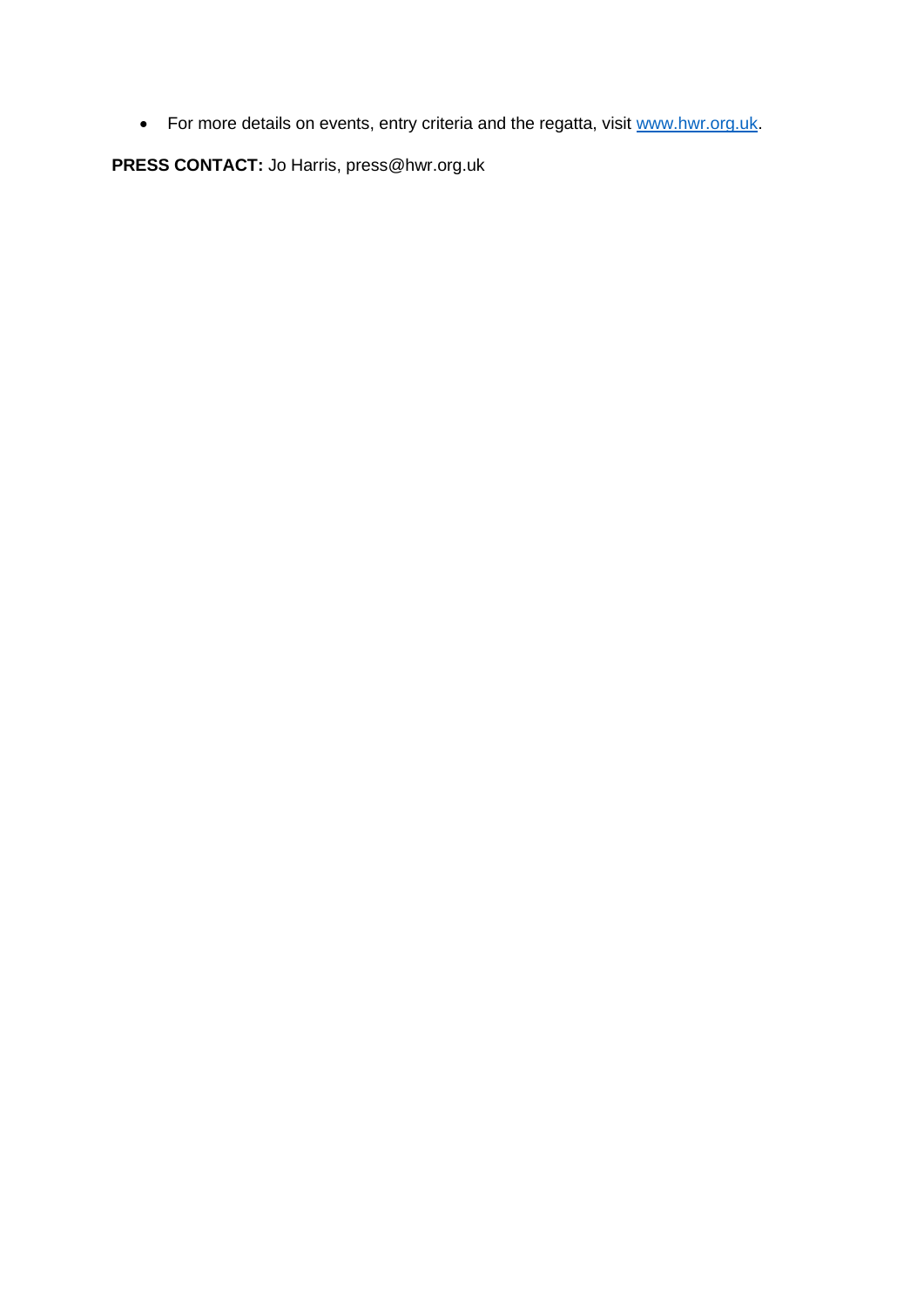- For more details on events, entry criteria and the regatta, visit [www.hwr.org.uk](http://www.hwr.org.uk).

**PRESS CONTACT:** Jo Harris, press@hwr.org.uk